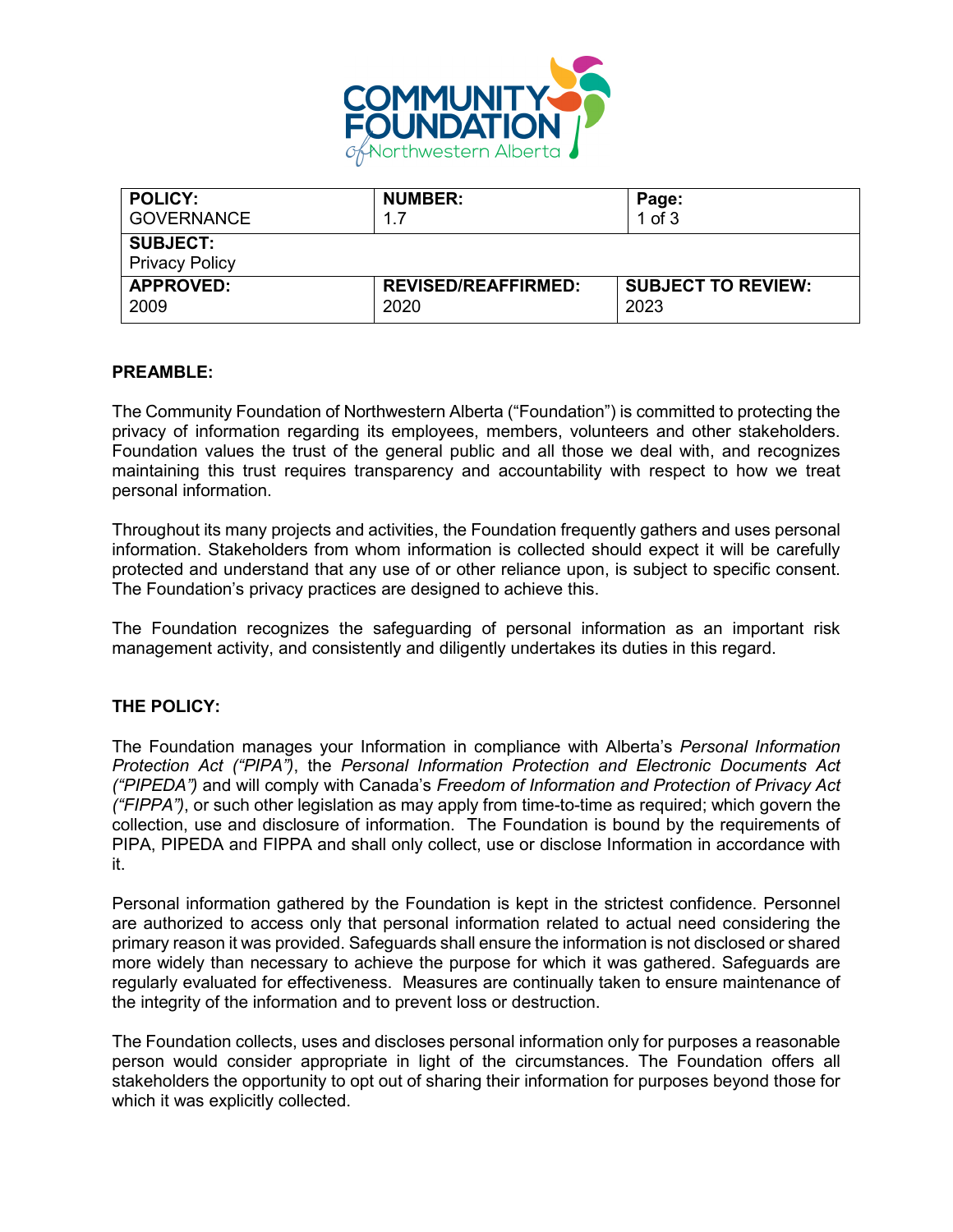| POLICY: GOVERNANCE | NUMBER: 1.7 | Page: 1 of 3 |
|---|---|---|
| **SUBJECT:** Privacy Policy | | |
| **APPROVED:** 2009 | **REVISED/REAFFIRMED:** 2020 | **SUBJECT TO REVIEW:** 2023 |

**PREAMBLE:**

The Community Foundation of Northwestern Alberta ("Foundation") is committed to protecting the privacy of information regarding its employees, members, volunteers and other stakeholders. Foundation values the trust of the general public and all those we deal with, and recognizes maintaining this trust requires transparency and accountability with respect to how we treat personal information.

Throughout its many projects and activities, the Foundation frequently gathers and uses personal information. Stakeholders from whom information is collected should expect it will be carefully protected and understand that any use of or other reliance upon, is subject to specific consent. The Foundation's privacy practices are designed to achieve this.

The Foundation recognizes the safeguarding of personal information as an important risk management activity, and consistently and diligently undertakes its duties in this regard.

**THE POLICY:**

The Foundation manages your Information in compliance with Alberta's *Personal Information Protection Act ("PIPA")*, the *Personal Information Protection and Electronic Documents Act ("PIPEDA")* and will comply with Canada's *Freedom of Information and Protection of Privacy Act ("FIPPA")*, or such other legislation as may apply from time-to-time as required; which govern the collection, use and disclosure of information. The Foundation is bound by the requirements of PIPA, PIPEDA and FIPPA and shall only collect, use or disclose Information in accordance with it.

Personal information gathered by the Foundation is kept in the strictest confidence. Personnel are authorized to access only that personal information related to actual need considering the primary reason it was provided. Safeguards shall ensure the information is not disclosed or shared more widely than necessary to achieve the purpose for which it was gathered. Safeguards are regularly evaluated for effectiveness. Measures are continually taken to ensure maintenance of the integrity of the information and to prevent loss or destruction.

The Foundation collects, uses and discloses personal information only for purposes a reasonable person would consider appropriate in light of the circumstances. The Foundation offers all stakeholders the opportunity to opt out of sharing their information for purposes beyond those for which it was explicitly collected.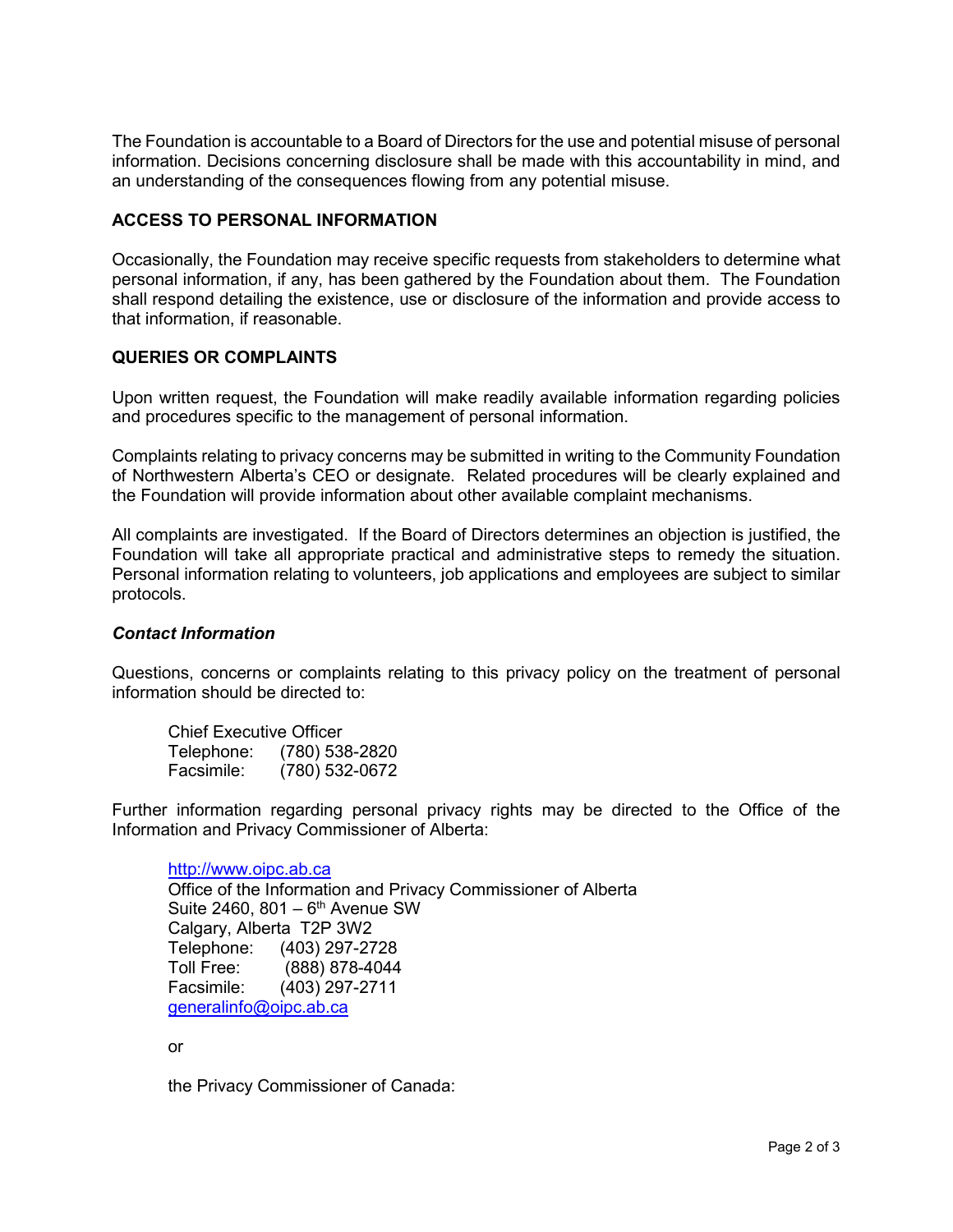The Foundation is accountable to a Board of Directors for the use and potential misuse of personal information. Decisions concerning disclosure shall be made with this accountability in mind, and an understanding of the consequences flowing from any potential misuse.

## ACCESS TO PERSONAL INFORMATION

Occasionally, the Foundation may receive specific requests from stakeholders to determine what personal information, if any, has been gathered by the Foundation about them. The Foundation shall respond detailing the existence, use or disclosure of the information and provide access to that information, if reasonable.

## QUERIES OR COMPLAINTS

Upon written request, the Foundation will make readily available information regarding policies and procedures specific to the management of personal information.

Complaints relating to privacy concerns may be submitted in writing to the Community Foundation of Northwestern Alberta's CEO or designate. Related procedures will be clearly explained and the Foundation will provide information about other available complaint mechanisms.

All complaints are investigated. If the Board of Directors determines an objection is justified, the Foundation will take all appropriate practical and administrative steps to remedy the situation. Personal information relating to volunteers, job applications and employees are subject to similar protocols.

### *Contact Information*

Questions, concerns or complaints relating to this privacy policy on the treatment of personal information should be directed to:

Chief Executive Officer
Telephone: (780) 538-2820
Facsimile: (780) 532-0672

Further information regarding personal privacy rights may be directed to the Office of the Information and Privacy Commissioner of Alberta:

http://www.oipc.ab.ca
Office of the Information and Privacy Commissioner of Alberta
Suite 2460, 801 – 6th Avenue SW
Calgary, Alberta T2P 3W2
Telephone: (403) 297-2728
Toll Free: (888) 878-4044
Facsimile: (403) 297-2711
generalinfo@oipc.ab.ca

or

the Privacy Commissioner of Canada: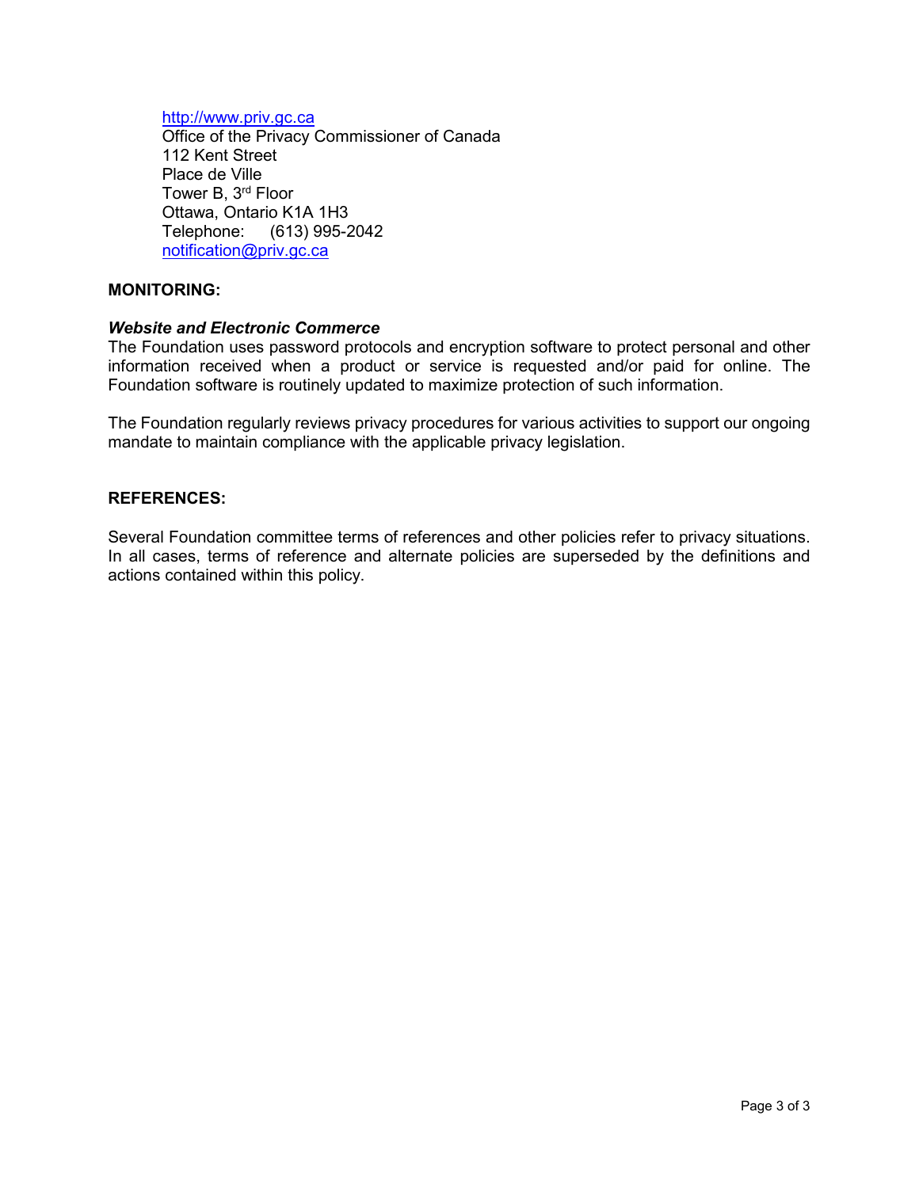http://www.priv.gc.ca
Office of the Privacy Commissioner of Canada
112 Kent Street
Place de Ville
Tower B, 3rd Floor
Ottawa, Ontario K1A 1H3
Telephone: (613) 995-2042
notification@priv.gc.ca

**MONITORING:**

***Website and Electronic Commerce***

The Foundation uses password protocols and encryption software to protect personal and other information received when a product or service is requested and/or paid for online. The Foundation software is routinely updated to maximize protection of such information.

The Foundation regularly reviews privacy procedures for various activities to support our ongoing mandate to maintain compliance with the applicable privacy legislation.

**REFERENCES:**

Several Foundation committee terms of references and other policies refer to privacy situations. In all cases, terms of reference and alternate policies are superseded by the definitions and actions contained within this policy.